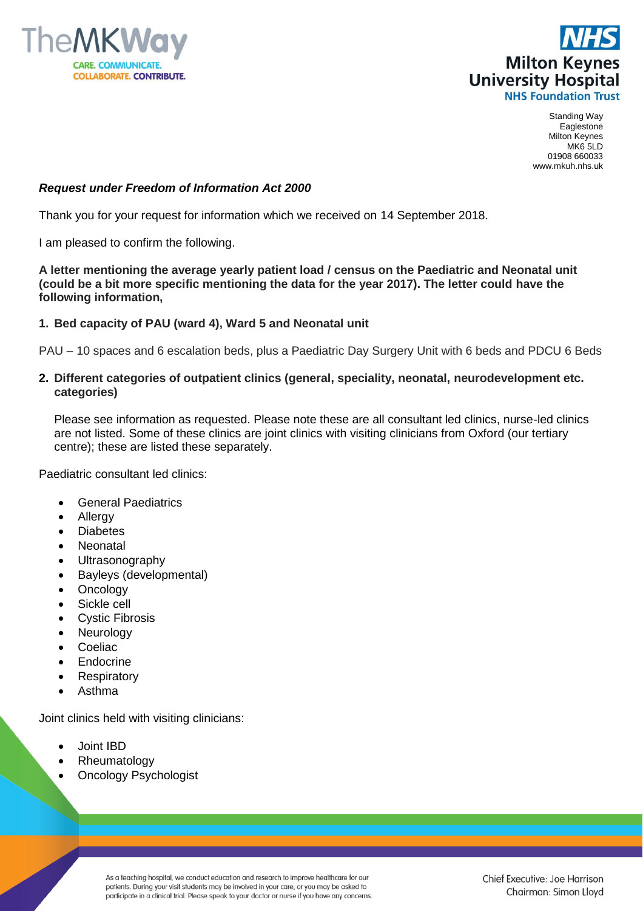TheMKWay
CARE. COMMUNICATE.
COLLABORATE. CONTRIBUTE.

NHS
Milton Keynes
University Hospital
NHS Foundation Trust

Standing Way
Eaglestone
Milton Keynes
MK6 5LD
01908 660033
www.mkuh.nhs.uk

***Request under Freedom of Information Act 2000***

Thank you for your request for information which we received on 14 September 2018.

I am pleased to confirm the following.

**A letter mentioning the average yearly patient load / census on the Paediatric and Neonatal unit (could be a bit more specific mentioning the data for the year 2017). The letter could have the following information,**

1. **Bed capacity of PAU (ward 4), Ward 5 and Neonatal unit**

PAU – 10 spaces and 6 escalation beds, plus a Paediatric Day Surgery Unit with 6 beds and PDCU 6 Beds

2. **Different categories of outpatient clinics (general, speciality, neonatal, neurodevelopment etc. categories)**

   Please see information as requested. Please note these are all consultant led clinics, nurse-led clinics are not listed. Some of these clinics are joint clinics with visiting clinicians from Oxford (our tertiary centre); these are listed these separately.

Paediatric consultant led clinics:

- General Paediatrics
- Allergy
- Diabetes
- Neonatal
- Ultrasonography
- Bayleys (developmental)
- Oncology
- Sickle cell
- Cystic Fibrosis
- Neurology
- Coeliac
- Endocrine
- Respiratory
- Asthma

Joint clinics held with visiting clinicians:

- Joint IBD
- Rheumatology
- Oncology Psychologist

As a teaching hospital, we conduct education and research to improve healthcare for our patients. During your visit students may be involved in your care, or you may be asked to participate in a clinical trial. Please speak to your doctor or nurse if you have any concerns.

Chief Executive: Joe Harrison
Chairman: Simon Lloyd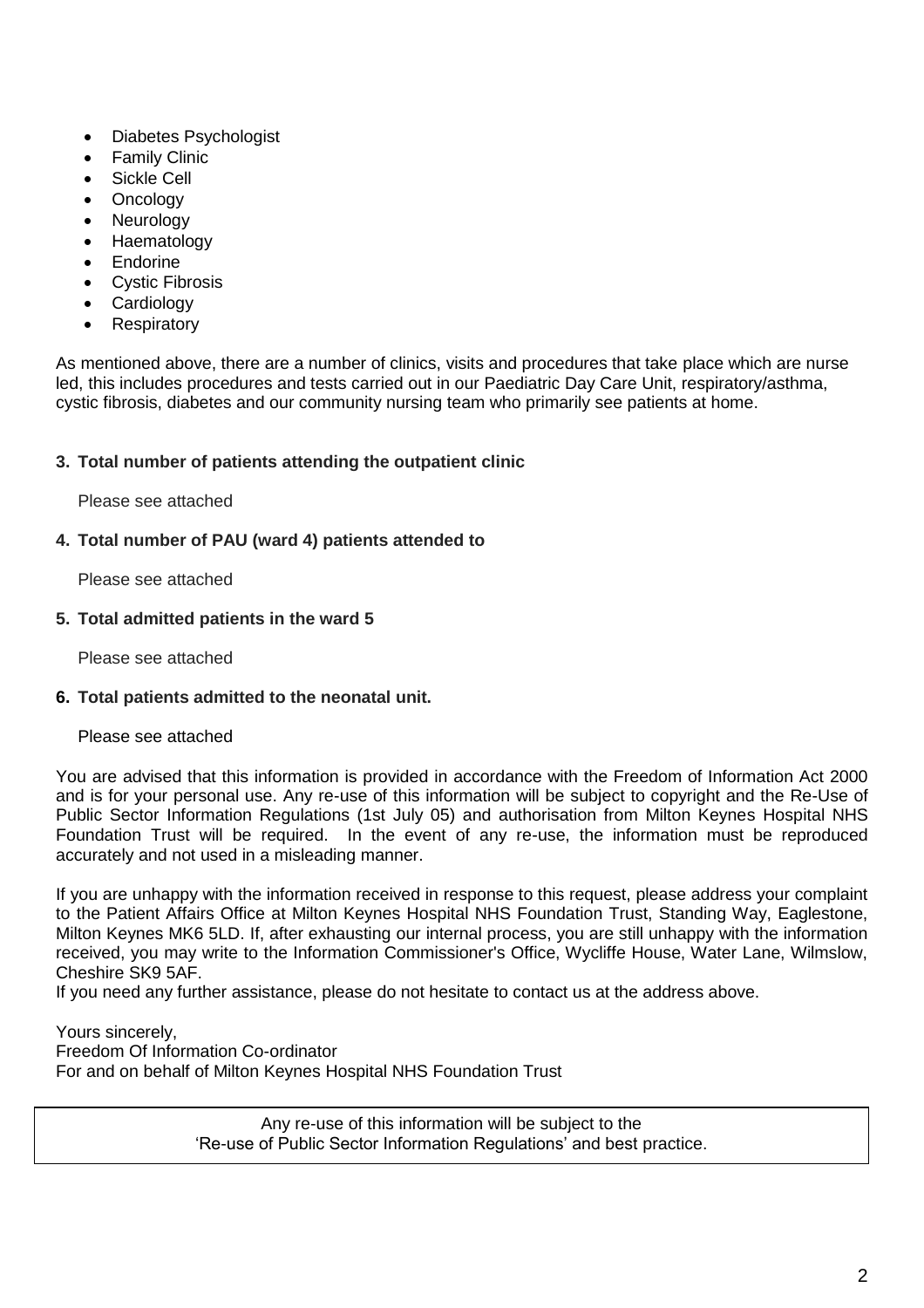- Diabetes Psychologist
- Family Clinic
- Sickle Cell
- Oncology
- Neurology
- Haematology
- Endorine
- Cystic Fibrosis
- Cardiology
- Respiratory

As mentioned above, there are a number of clinics, visits and procedures that take place which are nurse led, this includes procedures and tests carried out in our Paediatric Day Care Unit, respiratory/asthma, cystic fibrosis, diabetes and our community nursing team who primarily see patients at home.

**3. Total number of patients attending the outpatient clinic**

Please see attached

**4. Total number of PAU (ward 4) patients attended to**

Please see attached

**5. Total admitted patients in the ward 5**

Please see attached

**6. Total patients admitted to the neonatal unit.**

Please see attached

You are advised that this information is provided in accordance with the Freedom of Information Act 2000 and is for your personal use. Any re-use of this information will be subject to copyright and the Re-Use of Public Sector Information Regulations (1st July 05) and authorisation from Milton Keynes Hospital NHS Foundation Trust will be required. In the event of any re-use, the information must be reproduced accurately and not used in a misleading manner.

If you are unhappy with the information received in response to this request, please address your complaint to the Patient Affairs Office at Milton Keynes Hospital NHS Foundation Trust, Standing Way, Eaglestone, Milton Keynes MK6 5LD. If, after exhausting our internal process, you are still unhappy with the information received, you may write to the Information Commissioner's Office, Wycliffe House, Water Lane, Wilmslow, Cheshire SK9 5AF.
If you need any further assistance, please do not hesitate to contact us at the address above.

Yours sincerely,
Freedom Of Information Co-ordinator
For and on behalf of Milton Keynes Hospital NHS Foundation Trust

Any re-use of this information will be subject to the
'Re-use of Public Sector Information Regulations' and best practice.